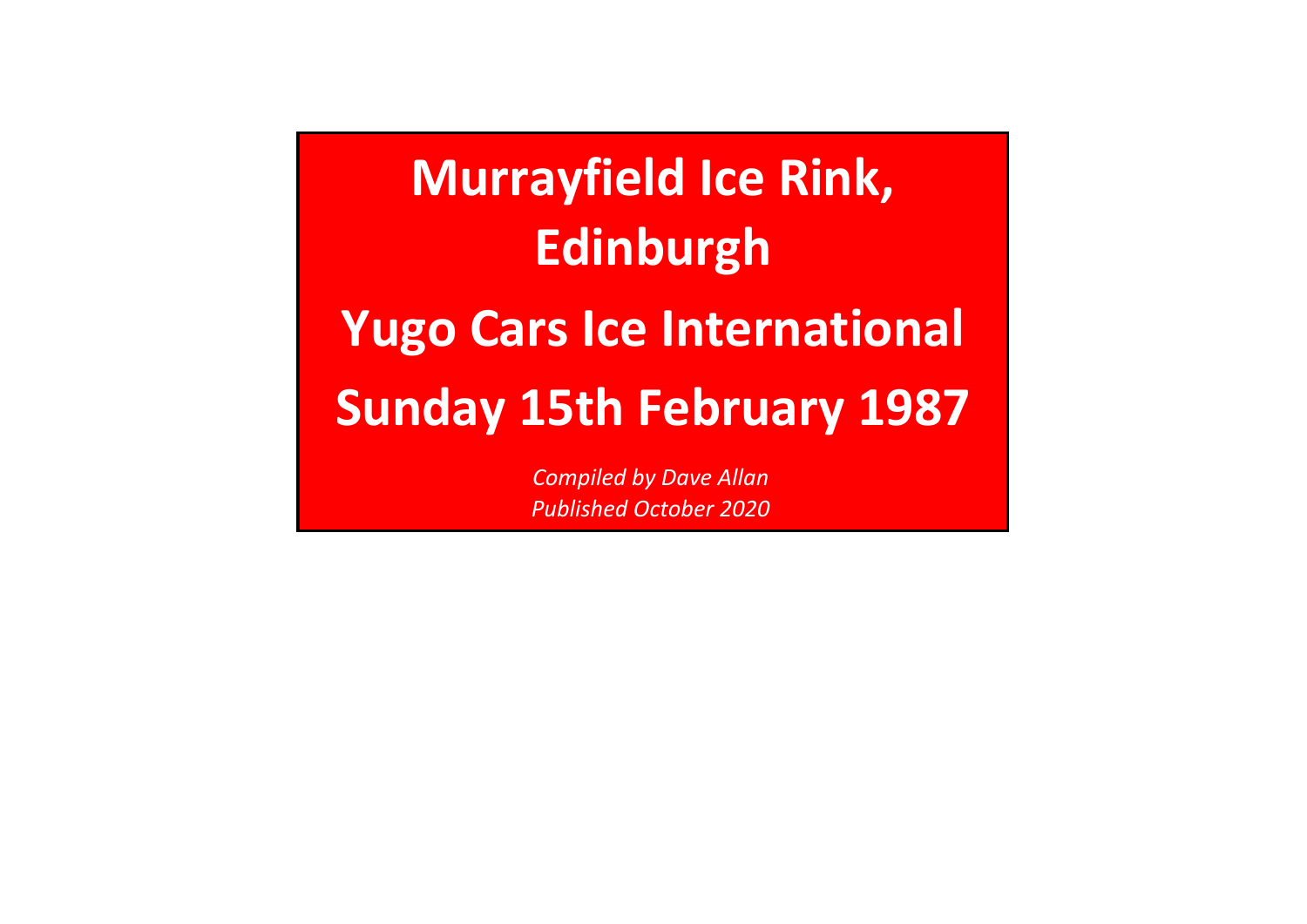# Murrayfield Ice Rink, Edinburgh

# Yugo Cars Ice International

# Sunday 15th February 1987

*Compiled by Dave Allan*
*Published October 2020*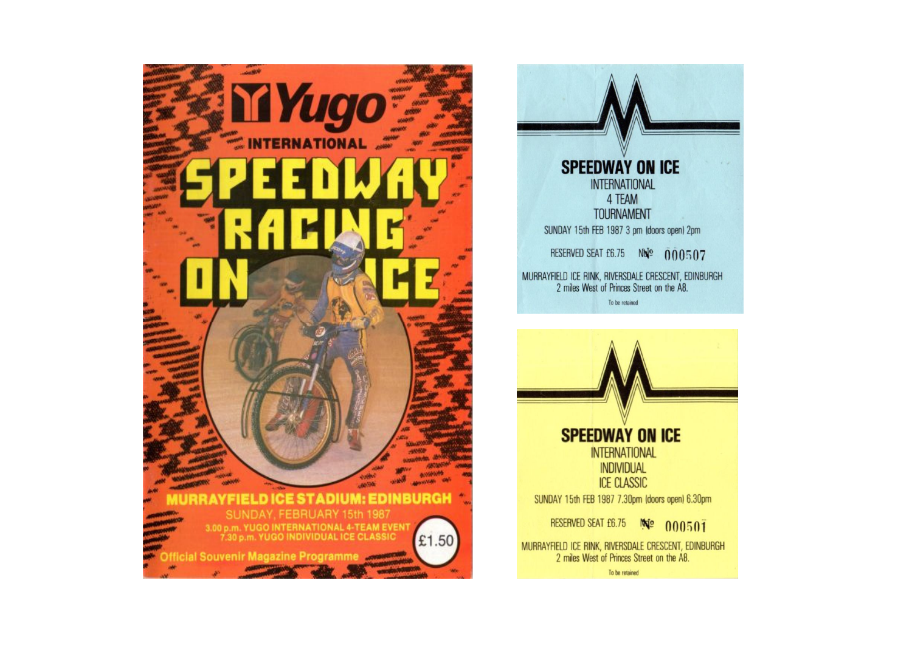# Yugo

## INTERNATIONAL

# SPEEDWAY RACING ON ICE

**MURRAYFIELD ICE STADIUM: EDINBURGH**

SUNDAY, FEBRUARY 15th 1987

3.00 p.m. YUGO INTERNATIONAL 4-TEAM EVENT
7.30 p.m. YUGO INDIVIDUAL ICE CLASSIC

£1.50

Official Souvenir Magazine Programme

---

**SPEEDWAY ON ICE**

INTERNATIONAL
4 TEAM
TOURNAMENT

SUNDAY 15th FEB 1987 3 pm (doors open) 2pm

RESERVED SEAT £6.75 No 000507

MURRAYFIELD ICE RINK, RIVERSDALE CRESCENT, EDINBURGH
2 miles West of Princes Street on the A8.

To be retained

---

**SPEEDWAY ON ICE**

INTERNATIONAL
INDIVIDUAL
ICE CLASSIC

SUNDAY 15th FEB 1987 7.30pm (doors open) 6.30pm

RESERVED SEAT £6.75 No 000501

MURRAYFIELD ICE RINK, RIVERSDALE CRESCENT, EDINBURGH
2 miles West of Princes Street on the A8.

To be retained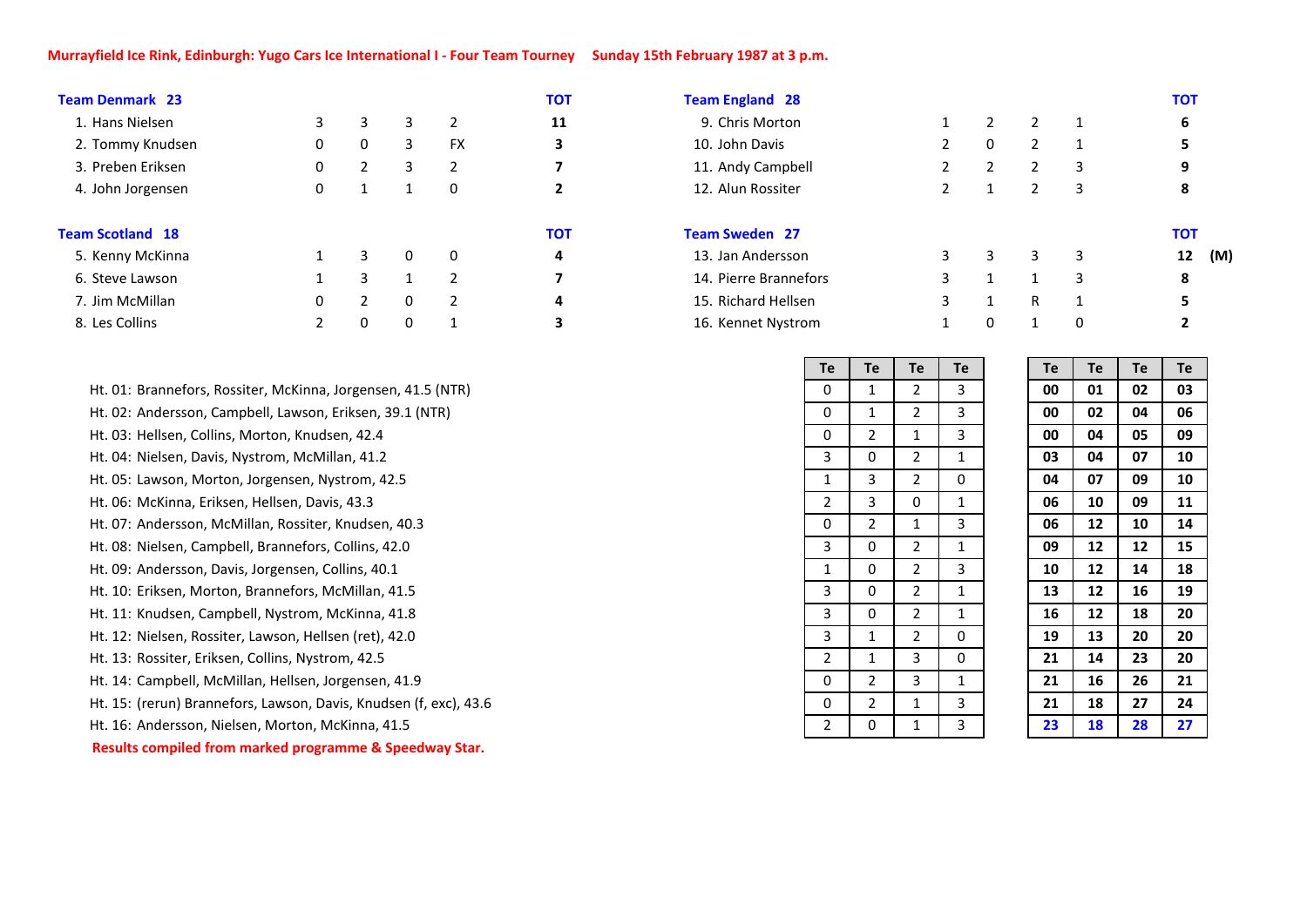**Murrayfield Ice Rink, Edinburgh: Yugo Cars Ice International I - Four Team Tourney     Sunday 15th February 1987 at 3 p.m.**

| **Team Denmark 23** | | | | | **TOT** |
|---|---|---|---|---|---|
| 1. Hans Nielsen | 3 | 3 | 3 | 2 | **11** |
| 2. Tommy Knudsen | 0 | 0 | 3 | FX | **3** |
| 3. Preben Eriksen | 0 | 2 | 3 | 2 | **7** |
| 4. John Jorgensen | 0 | 1 | 1 | 0 | **2** |

| **Team England 28** | | | | | **TOT** |
|---|---|---|---|---|---|
| 9. Chris Morton | 1 | 2 | 2 | 1 | **6** |
| 10. John Davis | 2 | 0 | 2 | 1 | **5** |
| 11. Andy Campbell | 2 | 2 | 2 | 3 | **9** |
| 12. Alun Rossiter | 2 | 1 | 2 | 3 | **8** |

| **Team Scotland 18** | | | | | **TOT** |
|---|---|---|---|---|---|
| 5. Kenny McKinna | 1 | 3 | 0 | 0 | **4** |
| 6. Steve Lawson | 1 | 3 | 1 | 2 | **7** |
| 7. Jim McMillan | 0 | 2 | 0 | 2 | **4** |
| 8. Les Collins | 2 | 0 | 0 | 1 | **3** |

| **Team Sweden 27** | | | | | **TOT** | |
|---|---|---|---|---|---|---|
| 13. Jan Andersson | 3 | 3 | 3 | 3 | **12** | **(M)** |
| 14. Pierre Brannefors | 3 | 1 | 1 | 3 | **8** | |
| 15. Richard Hellsen | 3 | 1 | R | 1 | **5** | |
| 16. Kennet Nystrom | 1 | 0 | 1 | 0 | **2** | |

| Heat | Te | Te | Te | Te | Te | Te | Te | Te |
|---|---|---|---|---|---|---|---|---|
| Ht. 01: Brannefors, Rossiter, McKinna, Jorgensen, 41.5 (NTR) | 0 | 1 | 2 | 3 | **00** | **01** | **02** | **03** |
| Ht. 02: Andersson, Campbell, Lawson, Eriksen, 39.1 (NTR) | 0 | 1 | 2 | 3 | **00** | **02** | **04** | **06** |
| Ht. 03: Hellsen, Collins, Morton, Knudsen, 42.4 | 0 | 2 | 1 | 3 | **00** | **04** | **05** | **09** |
| Ht. 04: Nielsen, Davis, Nystrom, McMillan, 41.2 | 3 | 0 | 2 | 1 | **03** | **04** | **07** | **10** |
| Ht. 05: Lawson, Morton, Jorgensen, Nystrom, 42.5 | 1 | 3 | 2 | 0 | **04** | **07** | **09** | **10** |
| Ht. 06: McKinna, Eriksen, Hellsen, Davis, 43.3 | 2 | 3 | 0 | 1 | **06** | **10** | **09** | **11** |
| Ht. 07: Andersson, McMillan, Rossiter, Knudsen, 40.3 | 0 | 2 | 1 | 3 | **06** | **12** | **10** | **14** |
| Ht. 08: Nielsen, Campbell, Brannefors, Collins, 42.0 | 3 | 0 | 2 | 1 | **09** | **12** | **12** | **15** |
| Ht. 09: Andersson, Davis, Jorgensen, Collins, 40.1 | 1 | 0 | 2 | 3 | **10** | **12** | **14** | **18** |
| Ht. 10: Eriksen, Morton, Brannefors, McMillan, 41.5 | 3 | 0 | 2 | 1 | **13** | **12** | **16** | **19** |
| Ht. 11: Knudsen, Campbell, Nystrom, McKinna, 41.8 | 3 | 0 | 2 | 1 | **16** | **12** | **18** | **20** |
| Ht. 12: Nielsen, Rossiter, Lawson, Hellsen (ret), 42.0 | 3 | 1 | 2 | 0 | **19** | **13** | **20** | **20** |
| Ht. 13: Rossiter, Eriksen, Collins, Nystrom, 42.5 | 2 | 1 | 3 | 0 | **21** | **14** | **23** | **20** |
| Ht. 14: Campbell, McMillan, Hellsen, Jorgensen, 41.9 | 0 | 2 | 3 | 1 | **21** | **16** | **26** | **21** |
| Ht. 15: (rerun) Brannefors, Lawson, Davis, Knudsen (f, exc), 43.6 | 0 | 2 | 1 | 3 | **21** | **18** | **27** | **24** |
| Ht. 16: Andersson, Nielsen, Morton, McKinna, 41.5 | 2 | 0 | 1 | 3 | **23** | **18** | **28** | **27** |

**Results compiled from marked programme & Speedway Star.**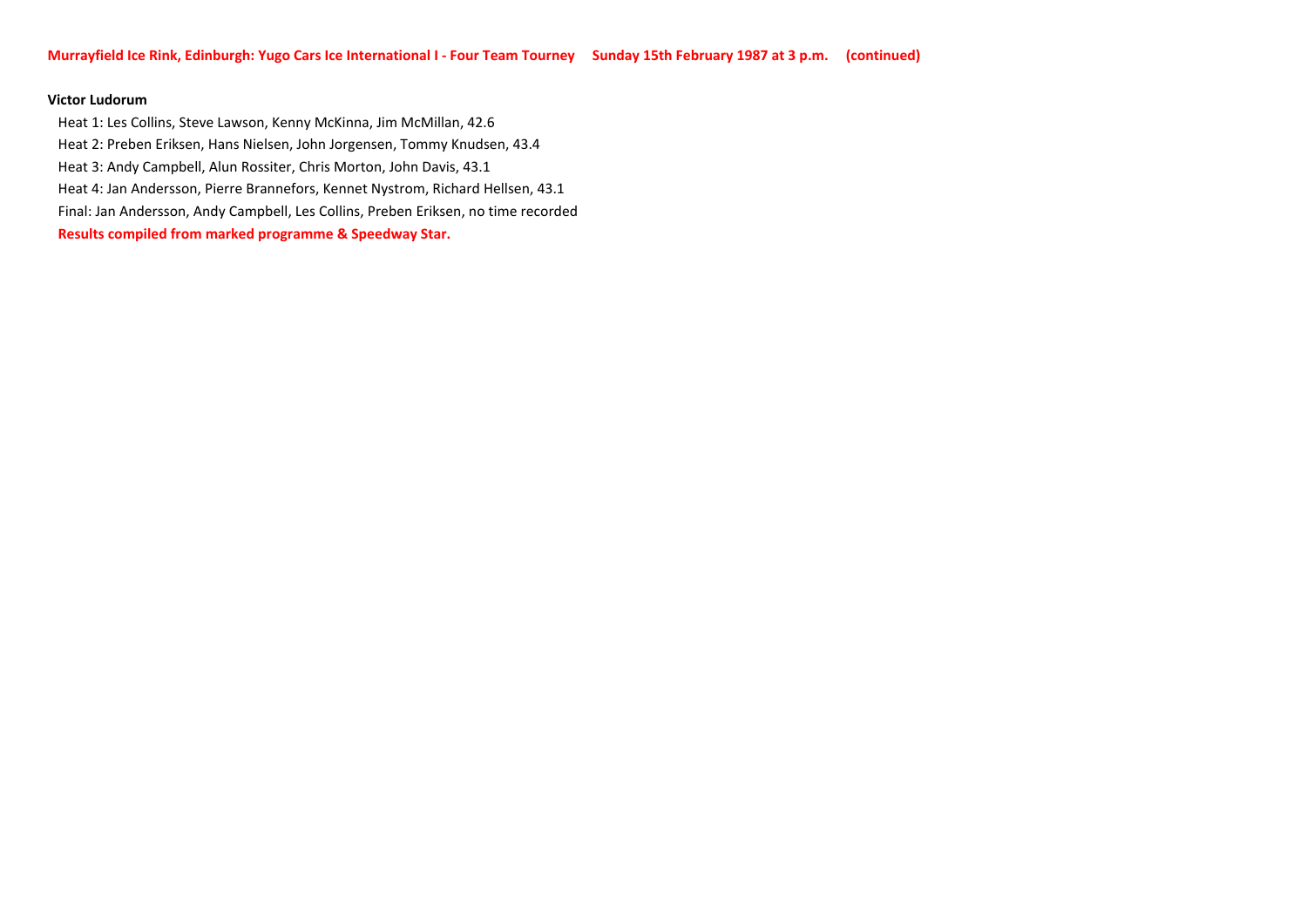**Murrayfield Ice Rink, Edinburgh: Yugo Cars Ice International I - Four Team Tourney     Sunday 15th February 1987 at 3 p.m.     (continued)**

**Victor Ludorum**

Heat 1: Les Collins, Steve Lawson, Kenny McKinna, Jim McMillan, 42.6
Heat 2: Preben Eriksen, Hans Nielsen, John Jorgensen, Tommy Knudsen, 43.4
Heat 3: Andy Campbell, Alun Rossiter, Chris Morton, John Davis, 43.1
Heat 4: Jan Andersson, Pierre Brannefors, Kennet Nystrom, Richard Hellsen, 43.1
Final: Jan Andersson, Andy Campbell, Les Collins, Preben Eriksen, no time recorded

**Results compiled from marked programme & Speedway Star.**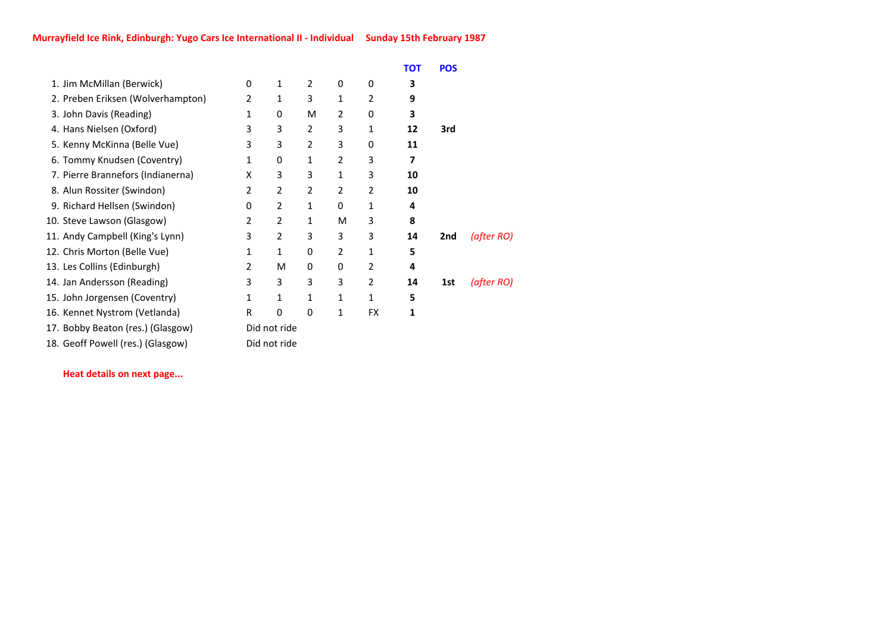**Murrayfield Ice Rink, Edinburgh: Yugo Cars Ice International II - Individual      Sunday 15th February 1987**

| | | | | | | TOT | POS | |
|---|---|---|---|---|---|---|---|---|
| 1. Jim McMillan (Berwick) | 0 | 1 | 2 | 0 | 0 | **3** | | |
| 2. Preben Eriksen (Wolverhampton) | 2 | 1 | 3 | 1 | 2 | **9** | | |
| 3. John Davis (Reading) | 1 | 0 | M | 2 | 0 | **3** | | |
| 4. Hans Nielsen (Oxford) | 3 | 3 | 2 | 3 | 1 | **12** | **3rd** | |
| 5. Kenny McKinna (Belle Vue) | 3 | 3 | 2 | 3 | 0 | **11** | | |
| 6. Tommy Knudsen (Coventry) | 1 | 0 | 1 | 2 | 3 | **7** | | |
| 7. Pierre Brannefors (Indianerna) | X | 3 | 3 | 1 | 3 | **10** | | |
| 8. Alun Rossiter (Swindon) | 2 | 2 | 2 | 2 | 2 | **10** | | |
| 9. Richard Hellsen (Swindon) | 0 | 2 | 1 | 0 | 1 | **4** | | |
| 10. Steve Lawson (Glasgow) | 2 | 2 | 1 | M | 3 | **8** | | |
| 11. Andy Campbell (King's Lynn) | 3 | 2 | 3 | 3 | 3 | **14** | **2nd** | *(after RO)* |
| 12. Chris Morton (Belle Vue) | 1 | 1 | 0 | 2 | 1 | **5** | | |
| 13. Les Collins (Edinburgh) | 2 | M | 0 | 0 | 2 | **4** | | |
| 14. Jan Andersson (Reading) | 3 | 3 | 3 | 3 | 2 | **14** | **1st** | *(after RO)* |
| 15. John Jorgensen (Coventry) | 1 | 1 | 1 | 1 | 1 | **5** | | |
| 16. Kennet Nystrom (Vetlanda) | R | 0 | 0 | 1 | FX | **1** | | |
| 17. Bobby Beaton (res.) (Glasgow) | Did not ride | | | | | | | |
| 18. Geoff Powell (res.) (Glasgow) | Did not ride | | | | | | | |

**Heat details on next page...**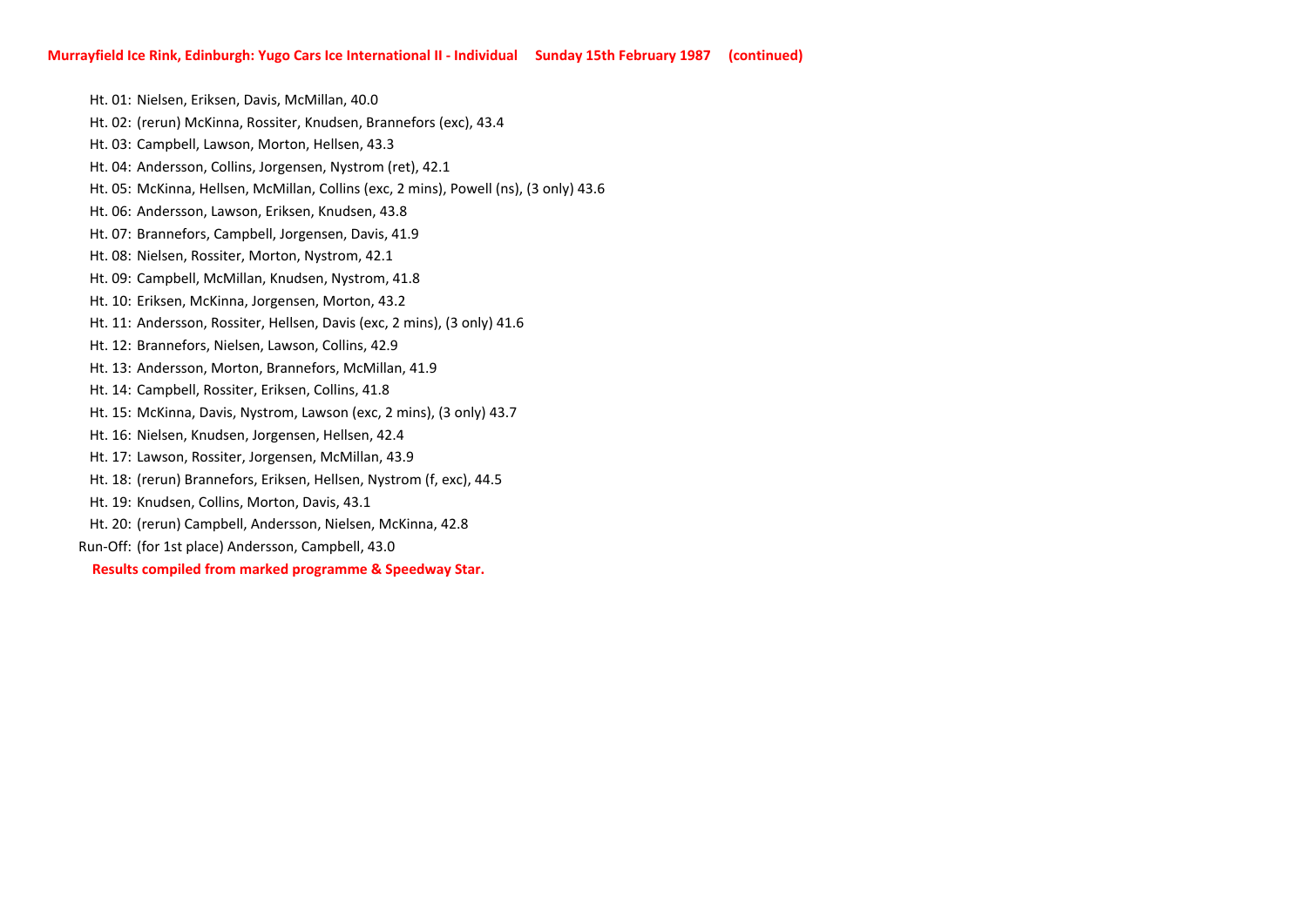**Murrayfield Ice Rink, Edinburgh: Yugo Cars Ice International II - Individual Sunday 15th February 1987 (continued)**

Ht. 01: Nielsen, Eriksen, Davis, McMillan, 40.0
Ht. 02: (rerun) McKinna, Rossiter, Knudsen, Brannefors (exc), 43.4
Ht. 03: Campbell, Lawson, Morton, Hellsen, 43.3
Ht. 04: Andersson, Collins, Jorgensen, Nystrom (ret), 42.1
Ht. 05: McKinna, Hellsen, McMillan, Collins (exc, 2 mins), Powell (ns), (3 only) 43.6
Ht. 06: Andersson, Lawson, Eriksen, Knudsen, 43.8
Ht. 07: Brannefors, Campbell, Jorgensen, Davis, 41.9
Ht. 08: Nielsen, Rossiter, Morton, Nystrom, 42.1
Ht. 09: Campbell, McMillan, Knudsen, Nystrom, 41.8
Ht. 10: Eriksen, McKinna, Jorgensen, Morton, 43.2
Ht. 11: Andersson, Rossiter, Hellsen, Davis (exc, 2 mins), (3 only) 41.6
Ht. 12: Brannefors, Nielsen, Lawson, Collins, 42.9
Ht. 13: Andersson, Morton, Brannefors, McMillan, 41.9
Ht. 14: Campbell, Rossiter, Eriksen, Collins, 41.8
Ht. 15: McKinna, Davis, Nystrom, Lawson (exc, 2 mins), (3 only) 43.7
Ht. 16: Nielsen, Knudsen, Jorgensen, Hellsen, 42.4
Ht. 17: Lawson, Rossiter, Jorgensen, McMillan, 43.9
Ht. 18: (rerun) Brannefors, Eriksen, Hellsen, Nystrom (f, exc), 44.5
Ht. 19: Knudsen, Collins, Morton, Davis, 43.1
Ht. 20: (rerun) Campbell, Andersson, Nielsen, McKinna, 42.8
Run-Off: (for 1st place) Andersson, Campbell, 43.0

**Results compiled from marked programme & Speedway Star.**